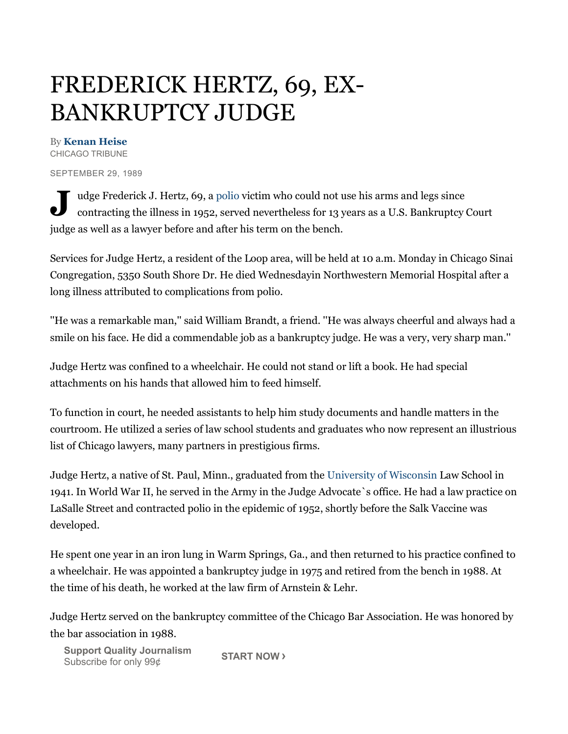# FREDERICK HERTZ, 69, EX-BANKRUPTCY JUDGE

By **Kenan Heise**
CHICAGO TRIBUNE

SEPTEMBER 29, 1989

Judge Frederick J. Hertz, 69, a polio victim who could not use his arms and legs since contracting the illness in 1952, served nevertheless for 13 years as a U.S. Bankruptcy Court judge as well as a lawyer before and after his term on the bench.

Services for Judge Hertz, a resident of the Loop area, will be held at 10 a.m. Monday in Chicago Sinai Congregation, 5350 South Shore Dr. He died Wednesdayin Northwestern Memorial Hospital after a long illness attributed to complications from polio.

''He was a remarkable man,'' said William Brandt, a friend. ''He was always cheerful and always had a smile on his face. He did a commendable job as a bankruptcy judge. He was a very, very sharp man.''

Judge Hertz was confined to a wheelchair. He could not stand or lift a book. He had special attachments on his hands that allowed him to feed himself.

To function in court, he needed assistants to help him study documents and handle matters in the courtroom. He utilized a series of law school students and graduates who now represent an illustrious list of Chicago lawyers, many partners in prestigious firms.

Judge Hertz, a native of St. Paul, Minn., graduated from the University of Wisconsin Law School in 1941. In World War II, he served in the Army in the Judge Advocate`s office. He had a law practice on LaSalle Street and contracted polio in the epidemic of 1952, shortly before the Salk Vaccine was developed.

He spent one year in an iron lung in Warm Springs, Ga., and then returned to his practice confined to a wheelchair. He was appointed a bankruptcy judge in 1975 and retired from the bench in 1988. At the time of his death, he worked at the law firm of Arnstein & Lehr.

Judge Hertz served on the bankruptcy committee of the Chicago Bar Association. He was honored by the bar association in 1988.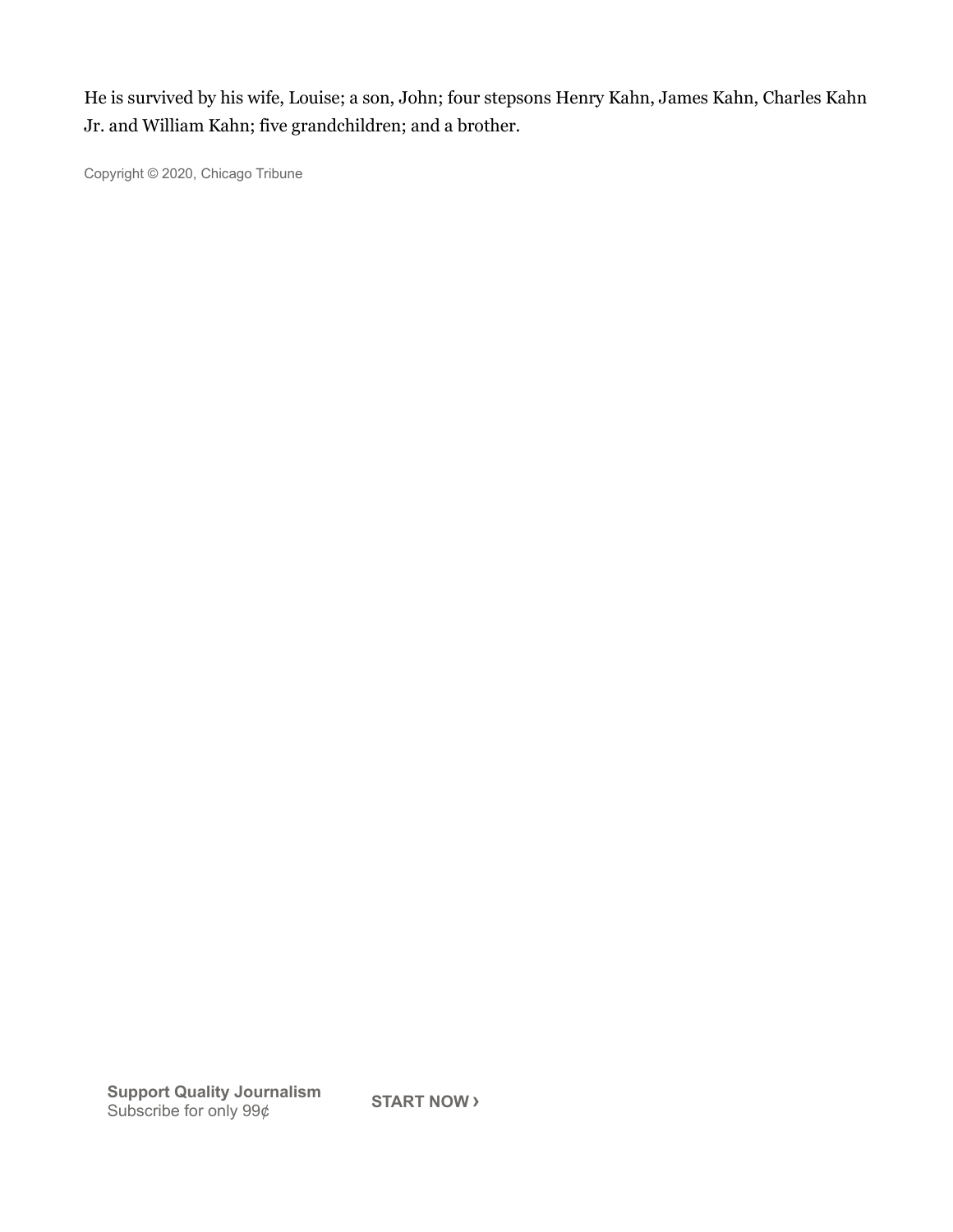He is survived by his wife, Louise; a son, John; four stepsons Henry Kahn, James Kahn, Charles Kahn Jr. and William Kahn; five grandchildren; and a brother.

Copyright © 2020, Chicago Tribune